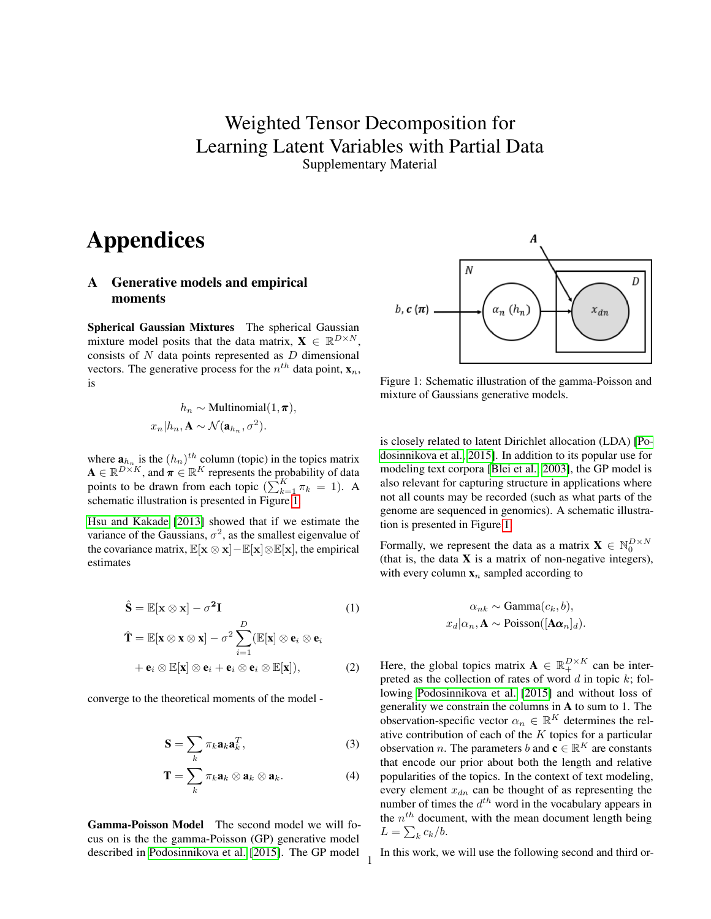# Weighted Tensor Decomposition for Learning Latent Variables with Partial Data

Supplementary Material

# Appendices

## A Generative models and empirical moments

**Spherical Gaussian Mixtures** The spherical Gaussian mixture model posits that the data matrix, $\mathbf{X} \in \mathbb{R}^{D \times N}$, consists of $N$ data points represented as $D$ dimensional vectors. The generative process for the $n^{th}$ data point, $\mathbf{x}_n$, is

$$h_n \sim \text{Multinomial}(1, \boldsymbol{\pi}),$$
$$x_n | h_n, \mathbf{A} \sim \mathcal{N}(\mathbf{a}_{h_n}, \sigma^2).$$

where $\mathbf{a}_{h_n}$ is the $(h_n)^{th}$ column (topic) in the topics matrix $\mathbf{A} \in \mathbb{R}^{D \times K}$, and $\boldsymbol{\pi} \in \mathbb{R}^K$ represents the probability of data points to be drawn from each topic ($\sum_{k=1}^{K} \pi_k = 1$). A schematic illustration is presented in Figure 1.

Hsu and Kakade [2013] showed that if we estimate the variance of the Gaussians, $\sigma^2$, as the smallest eigenvalue of the covariance matrix, $\mathbb{E}[\mathbf{x} \otimes \mathbf{x}] - \mathbb{E}[\mathbf{x}] \otimes \mathbb{E}[\mathbf{x}]$, the empirical estimates

$$\hat{\mathbf{S}} = \mathbb{E}[\mathbf{x} \otimes \mathbf{x}] - \sigma^2 \mathbf{I} \tag{1}$$

$$\hat{\mathbf{T}} = \mathbb{E}[\mathbf{x} \otimes \mathbf{x} \otimes \mathbf{x}] - \sigma^2 \sum_{i=1}^{D} (\mathbb{E}[\mathbf{x}] \otimes \mathbf{e}_i \otimes \mathbf{e}_i + \mathbf{e}_i \otimes \mathbb{E}[\mathbf{x}] \otimes \mathbf{e}_i + \mathbf{e}_i \otimes \mathbf{e}_i \otimes \mathbb{E}[\mathbf{x}]), \tag{2}$$

converge to the theoretical moments of the model -

$$\mathbf{S} = \sum_k \pi_k \mathbf{a}_k \mathbf{a}_k^T, \tag{3}$$

$$\mathbf{T} = \sum_k \pi_k \mathbf{a}_k \otimes \mathbf{a}_k \otimes \mathbf{a}_k. \tag{4}$$

**Gamma-Poisson Model** The second model we will focus on is the the gamma-Poisson (GP) generative model described in Podosinnikova et al. [2015]. The GP model is closely related to latent Dirichlet allocation (LDA) [Podosinnikova et al., 2015]. In addition to its popular use for modeling text corpora [Blei et al., 2003], the GP model is also relevant for capturing structure in applications where not all counts may be recorded (such as what parts of the genome are sequenced in genomics). A schematic illustration is presented in Figure 1.

Figure 1: Schematic illustration of the gamma-Poisson and mixture of Gaussians generative models.

Formally, we represent the data as a matrix $\mathbf{X} \in \mathbb{N}_0^{D \times N}$ (that is, the data $\mathbf{X}$ is a matrix of non-negative integers), with every column $\mathbf{x}_n$ sampled according to

$$\alpha_{nk} \sim \text{Gamma}(c_k, b),$$
$$x_d | \alpha_n, \mathbf{A} \sim \text{Poisson}([\mathbf{A}\boldsymbol{\alpha}_n]_d).$$

Here, the global topics matrix $\mathbf{A} \in \mathbb{R}_+^{D \times K}$ can be interpreted as the collection of rates of word $d$ in topic $k$; following Podosinnikova et al. [2015] and without loss of generality we constrain the columns in $\mathbf{A}$ to sum to 1. The observation-specific vector $\alpha_n \in \mathbb{R}^K$ determines the relative contribution of each of the $K$ topics for a particular observation $n$. The parameters $b$ and $\mathbf{c} \in \mathbb{R}^K$ are constants that encode our prior about both the length and relative popularities of the topics. In the context of text modeling, every element $x_{dn}$ can be thought of as representing the number of times the $d^{th}$ word in the vocabulary appears in the $n^{th}$ document, with the mean document length being $L = \sum_k c_k / b$.

In this work, we will use the following second and third or-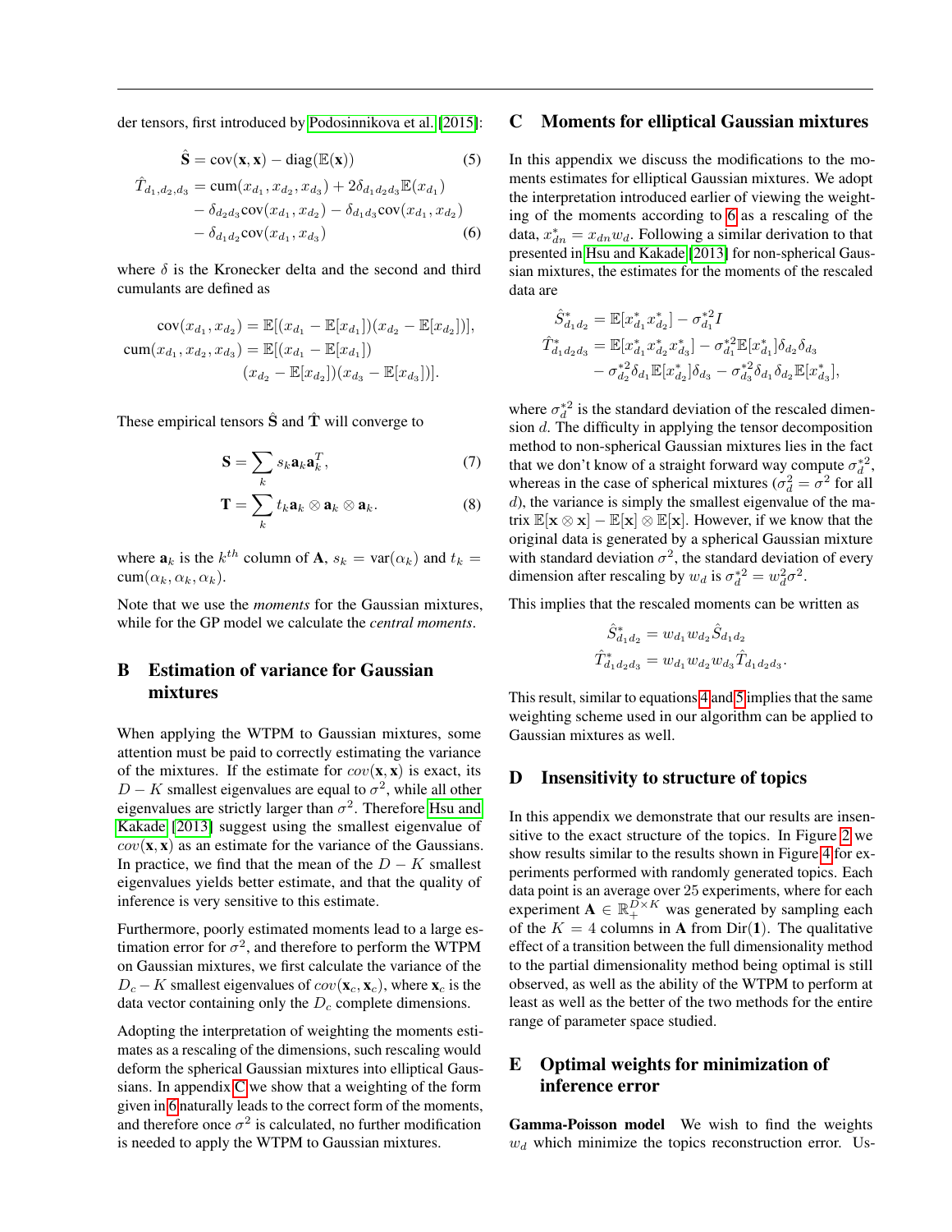der tensors, first introduced by Podosinnikova et al. [2015]:

$$\hat{\mathbf{S}} = \text{cov}(\mathbf{x}, \mathbf{x}) - \text{diag}(\mathbb{E}(\mathbf{x})) \tag{5}$$

$$\begin{aligned}\hat{T}_{d_1,d_2,d_3} &= \text{cum}(x_{d_1}, x_{d_2}, x_{d_3}) + 2\delta_{d_1 d_2 d_3}\mathbb{E}(x_{d_1}) \\ &\quad - \delta_{d_2 d_3}\text{cov}(x_{d_1}, x_{d_2}) - \delta_{d_1 d_3}\text{cov}(x_{d_1}, x_{d_2}) \\ &\quad - \delta_{d_1 d_2}\text{cov}(x_{d_1}, x_{d_3}) \end{aligned} \tag{6}$$

where $\delta$ is the Kronecker delta and the second and third cumulants are defined as

$$\begin{aligned}\text{cov}(x_{d_1}, x_{d_2}) &= \mathbb{E}[(x_{d_1} - \mathbb{E}[x_{d_1}])(x_{d_2} - \mathbb{E}[x_{d_2}])], \\ \text{cum}(x_{d_1}, x_{d_2}, x_{d_3}) &= \mathbb{E}[(x_{d_1} - \mathbb{E}[x_{d_1}]) \\ &\qquad (x_{d_2} - \mathbb{E}[x_{d_2}])(x_{d_3} - \mathbb{E}[x_{d_3}])].\end{aligned}$$

These empirical tensors $\hat{\mathbf{S}}$ and $\hat{\mathbf{T}}$ will converge to

$$\mathbf{S} = \sum_k s_k \mathbf{a}_k \mathbf{a}_k^T, \tag{7}$$

$$\mathbf{T} = \sum_k t_k \mathbf{a}_k \otimes \mathbf{a}_k \otimes \mathbf{a}_k. \tag{8}$$

where $\mathbf{a}_k$ is the $k^{th}$ column of $\mathbf{A}$, $s_k = \text{var}(\alpha_k)$ and $t_k = \text{cum}(\alpha_k, \alpha_k, \alpha_k)$.

Note that we use the *moments* for the Gaussian mixtures, while for the GP model we calculate the *central moments*.

## B Estimation of variance for Gaussian mixtures

When applying the WTPM to Gaussian mixtures, some attention must be paid to correctly estimating the variance of the mixtures. If the estimate for $cov(\mathbf{x}, \mathbf{x})$ is exact, its $D - K$ smallest eigenvalues are equal to $\sigma^2$, while all other eigenvalues are strictly larger than $\sigma^2$. Therefore Hsu and Kakade [2013] suggest using the smallest eigenvalue of $cov(\mathbf{x}, \mathbf{x})$ as an estimate for the variance of the Gaussians. In practice, we find that the mean of the $D - K$ smallest eigenvalues yields better estimate, and that the quality of inference is very sensitive to this estimate.

Furthermore, poorly estimated moments lead to a large estimation error for $\sigma^2$, and therefore to perform the WTPM on Gaussian mixtures, we first calculate the variance of the $D_c - K$ smallest eigenvalues of $cov(\mathbf{x}_c, \mathbf{x}_c)$, where $\mathbf{x}_c$ is the data vector containing only the $D_c$ complete dimensions.

Adopting the interpretation of weighting the moments estimates as a rescaling of the dimensions, such rescaling would deform the spherical Gaussian mixtures into elliptical Gaussians. In appendix C we show that a weighting of the form given in 6 naturally leads to the correct form of the moments, and therefore once $\sigma^2$ is calculated, no further modification is needed to apply the WTPM to Gaussian mixtures.

## C Moments for elliptical Gaussian mixtures

In this appendix we discuss the modifications to the moments estimates for elliptical Gaussian mixtures. We adopt the interpretation introduced earlier of viewing the weighting of the moments according to 6 as a rescaling of the data, $x^*_{dn} = x_{dn} w_d$. Following a similar derivation to that presented in Hsu and Kakade [2013] for non-spherical Gaussian mixtures, the estimates for the moments of the rescaled data are

$$\begin{aligned}\hat{S}^*_{d_1 d_2} &= \mathbb{E}[x^*_{d_1} x^*_{d_2}] - \sigma^{*2}_{d_1} I \\ \hat{T}^*_{d_1 d_2 d_3} &= \mathbb{E}[x^*_{d_1} x^*_{d_2} x^*_{d_3}] - \sigma^{*2}_{d_1}\mathbb{E}[x^*_{d_1}]\delta_{d_2}\delta_{d_3} \\ &\quad - \sigma^{*2}_{d_2}\delta_{d_1}\mathbb{E}[x^*_{d_2}]\delta_{d_3} - \sigma^{*2}_{d_3}\delta_{d_1}\delta_{d_2}\mathbb{E}[x^*_{d_3}],\end{aligned}$$

where $\sigma^{*2}_d$ is the standard deviation of the rescaled dimension $d$. The difficulty in applying the tensor decomposition method to non-spherical Gaussian mixtures lies in the fact that we don't know of a straight forward way compute $\sigma^{*2}_d$, whereas in the case of spherical mixtures ($\sigma^2_d = \sigma^2$ for all $d$), the variance is simply the smallest eigenvalue of the matrix $\mathbb{E}[\mathbf{x} \otimes \mathbf{x}] - \mathbb{E}[\mathbf{x}] \otimes \mathbb{E}[\mathbf{x}]$. However, if we know that the original data is generated by a spherical Gaussian mixture with standard deviation $\sigma^2$, the standard deviation of every dimension after rescaling by $w_d$ is $\sigma^{*2}_d = w_d^2\sigma^2$.

This implies that the rescaled moments can be written as

$$\begin{aligned}\hat{S}^*_{d_1 d_2} &= w_{d_1} w_{d_2} \hat{S}_{d_1 d_2} \\ \hat{T}^*_{d_1 d_2 d_3} &= w_{d_1} w_{d_2} w_{d_3} \hat{T}_{d_1 d_2 d_3}.\end{aligned}$$

This result, similar to equations 4 and 5 implies that the same weighting scheme used in our algorithm can be applied to Gaussian mixtures as well.

## D Insensitivity to structure of topics

In this appendix we demonstrate that our results are insensitive to the exact structure of the topics. In Figure 2 we show results similar to the results shown in Figure 4 for experiments performed with randomly generated topics. Each data point is an average over 25 experiments, where for each experiment $\mathbf{A} \in \mathbb{R}_+^{D \times K}$ was generated by sampling each of the $K = 4$ columns in $\mathbf{A}$ from $\text{Dir}(\mathbf{1})$. The qualitative effect of a transition between the full dimensionality method to the partial dimensionality method being optimal is still observed, as well as the ability of the WTPM to perform at least as well as the better of the two methods for the entire range of parameter space studied.

## E Optimal weights for minimization of inference error

**Gamma-Poisson model** We wish to find the weights $w_d$ which minimize the topics reconstruction error. Us-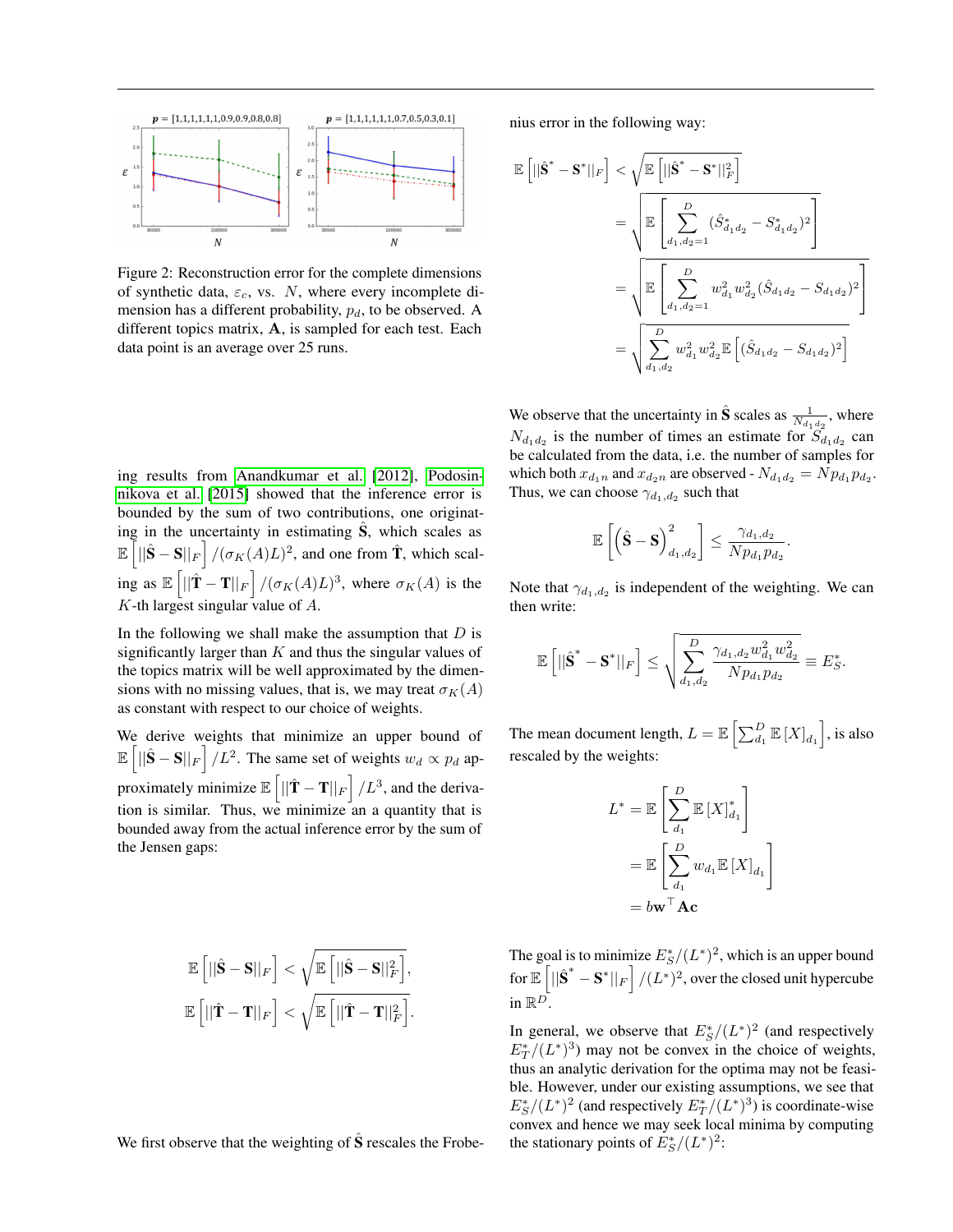Figure 2: Reconstruction error for the complete dimensions of synthetic data, $\varepsilon_c$, vs. $N$, where every incomplete dimension has a different probability, $p_d$, to be observed. A different topics matrix, $\mathbf{A}$, is sampled for each test. Each data point is an average over 25 runs.

ing results from Anandkumar et al. [2012], Podosinnikova et al. [2015] showed that the inference error is bounded by the sum of two contributions, one originating in the uncertainty in estimating $\hat{\mathbf{S}}$, which scales as $\mathbb{E}\left[||\hat{\mathbf{S}} - \mathbf{S}||_F\right]/(\sigma_K(A)L)^2$, and one from $\hat{\mathbf{T}}$, which scaling as $\mathbb{E}\left[||\hat{\mathbf{T}} - \mathbf{T}||_F\right]/(\sigma_K(A)L)^3$, where $\sigma_K(A)$ is the $K$-th largest singular value of $A$.

In the following we shall make the assumption that $D$ is significantly larger than $K$ and thus the singular values of the topics matrix will be well approximated by the dimensions with no missing values, that is, we may treat $\sigma_K(A)$ as constant with respect to our choice of weights.

We derive weights that minimize an upper bound of $\mathbb{E}\left[||\hat{\mathbf{S}} - \mathbf{S}||_F\right]/L^2$. The same set of weights $w_d \propto p_d$ approximately minimize $\mathbb{E}\left[||\hat{\mathbf{T}} - \mathbf{T}||_F\right]/L^3$, and the derivation is similar. Thus, we minimize an quantity that is bounded away from the actual inference error by the sum of the Jensen gaps:

$$
\mathbb{E}\left[||\hat{\mathbf{S}} - \mathbf{S}||_F\right] < \sqrt{\mathbb{E}\left[||\hat{\mathbf{S}} - \mathbf{S}||_F^2\right]},
$$

$$
\mathbb{E}\left[||\hat{\mathbf{T}} - \mathbf{T}||_F\right] < \sqrt{\mathbb{E}\left[||\hat{\mathbf{T}} - \mathbf{T}||_F^2\right]}.
$$

We first observe that the weighting of $\hat{\mathbf{S}}$ rescales the Frobenius error in the following way:

$$
\begin{aligned}
\mathbb{E}\left[||\hat{\mathbf{S}}^* - \mathbf{S}^*||_F\right] &< \sqrt{\mathbb{E}\left[||\hat{\mathbf{S}}^* - \mathbf{S}^*||_F^2\right]} \\
&= \sqrt{\mathbb{E}\left[\sum_{d_1,d_2=1}^{D} (\hat{S}^*_{d_1 d_2} - S^*_{d_1 d_2})^2\right]} \\
&= \sqrt{\mathbb{E}\left[\sum_{d_1,d_2=1}^{D} w_{d_1}^2 w_{d_2}^2 (\hat{S}_{d_1 d_2} - S_{d_1 d_2})^2\right]} \\
&= \sqrt{\sum_{d_1,d_2}^{D} w_{d_1}^2 w_{d_2}^2 \mathbb{E}\left[(\hat{S}_{d_1 d_2} - S_{d_1 d_2})^2\right]}
\end{aligned}
$$

We observe that the uncertainty in $\hat{\mathbf{S}}$ scales as $\frac{1}{N_{d_1 d_2}}$, where $N_{d_1 d_2}$ is the number of times an estimate for $S_{d_1 d_2}$ can be calculated from the data, i.e. the number of samples for which both $x_{d_1 n}$ and $x_{d_2 n}$ are observed - $N_{d_1 d_2} = N p_{d_1} p_{d_2}$. Thus, we can choose $\gamma_{d_1,d_2}$ such that

$$
\mathbb{E}\left[\left(\hat{\mathbf{S}} - \mathbf{S}\right)^2_{d_1,d_2}\right] \leq \frac{\gamma_{d_1,d_2}}{N p_{d_1} p_{d_2}}.
$$

Note that $\gamma_{d_1,d_2}$ is independent of the weighting. We can then write:

$$
\mathbb{E}\left[||\hat{\mathbf{S}}^* - \mathbf{S}^*||_F\right] \leq \sqrt{\sum_{d_1,d_2}^{D} \frac{\gamma_{d_1,d_2} w_{d_1}^2 w_{d_2}^2}{N p_{d_1} p_{d_2}}} \equiv E_S^*.
$$

The mean document length, $L = \mathbb{E}\left[\sum_{d_1}^{D} \mathbb{E}\left[X\right]_{d_1}\right]$, is also rescaled by the weights:

$$
\begin{aligned}
L^* &= \mathbb{E}\left[\sum_{d_1}^{D} \mathbb{E}\left[X\right]^*_{d_1}\right] \\
&= \mathbb{E}\left[\sum_{d_1}^{D} w_{d_1} \mathbb{E}\left[X\right]_{d_1}\right] \\
&= b\mathbf{w}^\top \mathbf{A}\mathbf{c}
\end{aligned}
$$

The goal is to minimize $E_S^*/(L^*)^2$, which is an upper bound for $\mathbb{E}\left[||\hat{\mathbf{S}}^* - \mathbf{S}^*||_F\right]/(L^*)^2$, over the closed unit hypercube in $\mathbb{R}^D$.

In general, we observe that $E_S^*/(L^*)^2$ (and respectively $E_T^*/(L^*)^3$) may not be convex in the choice of weights, thus an analytic derivation for the optima may not be feasible. However, under our existing assumptions, we see that $E_S^*/(L^*)^2$ (and respectively $E_T^*/(L^*)^3$) is coordinate-wise convex and hence we may seek local minima by computing the stationary points of $E_S^*/(L^*)^2$: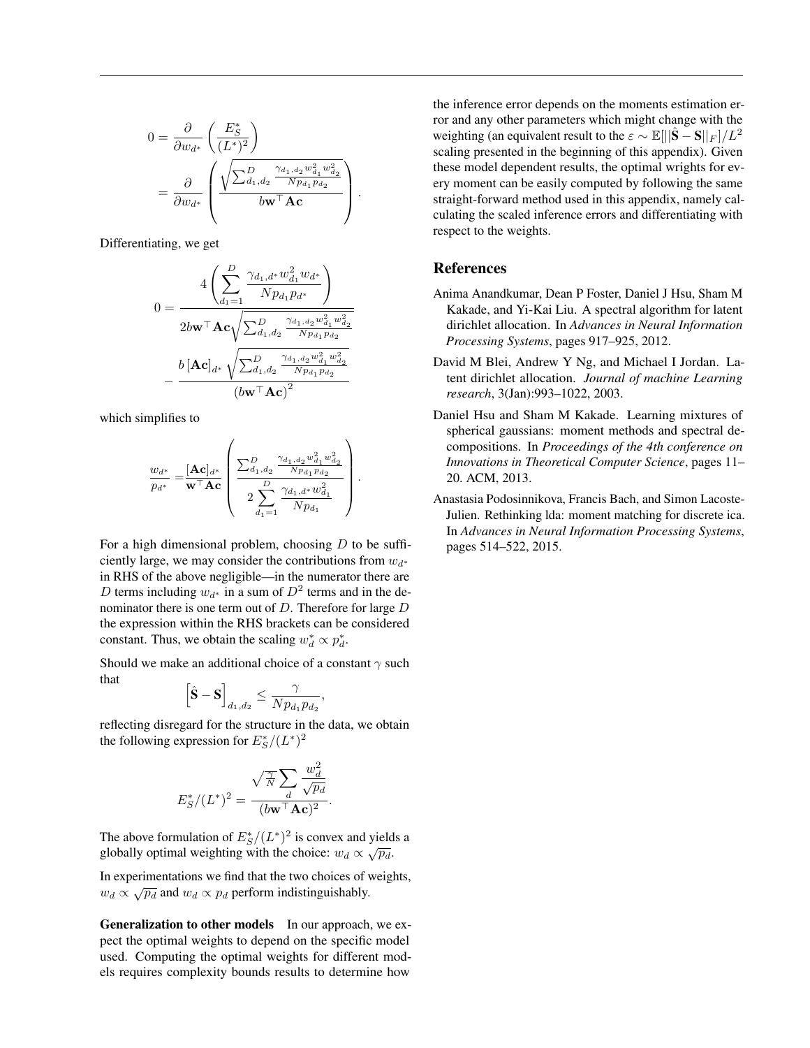$$
\begin{aligned}
0 &= \frac{\partial}{\partial w_{d^*}} \left( \frac{E_S^*}{(L^*)^2} \right) \\
&= \frac{\partial}{\partial w_{d^*}} \left( \frac{\sqrt{\sum_{d_1,d_2}^{D} \frac{\gamma_{d_1,d_2} w_{d_1}^2 w_{d_2}^2}{N p_{d_1} p_{d_2}}}}{b \mathbf{w}^\top \mathbf{A} \mathbf{c}} \right).
\end{aligned}
$$

Differentiating, we get

$$
\begin{aligned}
0 = &\frac{4 \left( \sum_{d_1=1}^{D} \frac{\gamma_{d_1,d^*} w_{d_1}^2 w_{d^*}}{N p_{d_1} p_{d^*}} \right)}{2 b \mathbf{w}^\top \mathbf{A} \mathbf{c} \sqrt{\sum_{d_1,d_2}^{D} \frac{\gamma_{d_1,d_2} w_{d_1}^2 w_{d_2}^2}{N p_{d_1} p_{d_2}}}} \\
&- \frac{b \left[ \mathbf{A} \mathbf{c} \right]_{d^*} \sqrt{\sum_{d_1,d_2}^{D} \frac{\gamma_{d_1,d_2} w_{d_1}^2 w_{d_2}^2}{N p_{d_1} p_{d_2}}}}{\left( b \mathbf{w}^\top \mathbf{A} \mathbf{c} \right)^2}
\end{aligned}
$$

which simplifies to

$$
\frac{w_{d^*}}{p_{d^*}} = \frac{[\mathbf{A} \mathbf{c}]_{d^*}}{\mathbf{w}^\top \mathbf{A} \mathbf{c}} \left( \frac{\sum_{d_1,d_2}^{D} \frac{\gamma_{d_1,d_2} w_{d_1}^2 w_{d_2}^2}{N p_{d_1} p_{d_2}}}{2 \sum_{d_1=1}^{D} \frac{\gamma_{d_1,d^*} w_{d_1}^2}{N p_{d_1}}} \right).
$$

For a high dimensional problem, choosing $D$ to be sufficiently large, we may consider the contributions from $w_{d^*}$ in RHS of the above negligible—in the numerator there are $D$ terms including $w_{d^*}$ in a sum of $D^2$ terms and in the denominator there is one term out of $D$. Therefore for large $D$ the expression within the RHS brackets can be considered constant. Thus, we obtain the scaling $w_d^* \propto p_d^*$.

Should we make an additional choice of a constant $\gamma$ such that

$$
\left[ \hat{\mathbf{S}} - \mathbf{S} \right]_{d_1,d_2} \leq \frac{\gamma}{N p_{d_1} p_{d_2}},
$$

reflecting disregard for the structure in the data, we obtain the following expression for $E_S^*/(L^*)^2$

$$
E_S^*/(L^*)^2 = \frac{\sqrt{\frac{\gamma}{N}} \sum_d \frac{w_d^2}{\sqrt{p_d}}}{(b \mathbf{w}^\top \mathbf{A} \mathbf{c})^2}.
$$

The above formulation of $E_S^*/(L^*)^2$ is convex and yields a globally optimal weighting with the choice: $w_d \propto \sqrt{p_d}$.

In experimentations we find that the two choices of weights, $w_d \propto \sqrt{p_d}$ and $w_d \propto p_d$ perform indistinguishably.

**Generalization to other models** In our approach, we expect the optimal weights to depend on the specific model used. Computing the optimal weights for different models requires complexity bounds results to determine how the inference error depends on the moments estimation error and any other parameters which might change with the weighting (an equivalent result to the $\varepsilon \sim \mathbb{E}[||\hat{\mathbf{S}} - \mathbf{S}||_F]/L^2$ scaling presented in the beginning of this appendix). Given these model dependent results, the optimal wrights for every moment can be easily computed by following the same straight-forward method used in this appendix, namely calculating the scaled inference errors and differentiating with respect to the weights.

## References

Anima Anandkumar, Dean P Foster, Daniel J Hsu, Sham M Kakade, and Yi-Kai Liu. A spectral algorithm for latent dirichlet allocation. In *Advances in Neural Information Processing Systems*, pages 917–925, 2012.

David M Blei, Andrew Y Ng, and Michael I Jordan. Latent dirichlet allocation. *Journal of machine Learning research*, 3(Jan):993–1022, 2003.

Daniel Hsu and Sham M Kakade. Learning mixtures of spherical gaussians: moment methods and spectral decompositions. In *Proceedings of the 4th conference on Innovations in Theoretical Computer Science*, pages 11–20. ACM, 2013.

Anastasia Podosinnikova, Francis Bach, and Simon Lacoste-Julien. Rethinking lda: moment matching for discrete ica. In *Advances in Neural Information Processing Systems*, pages 514–522, 2015.